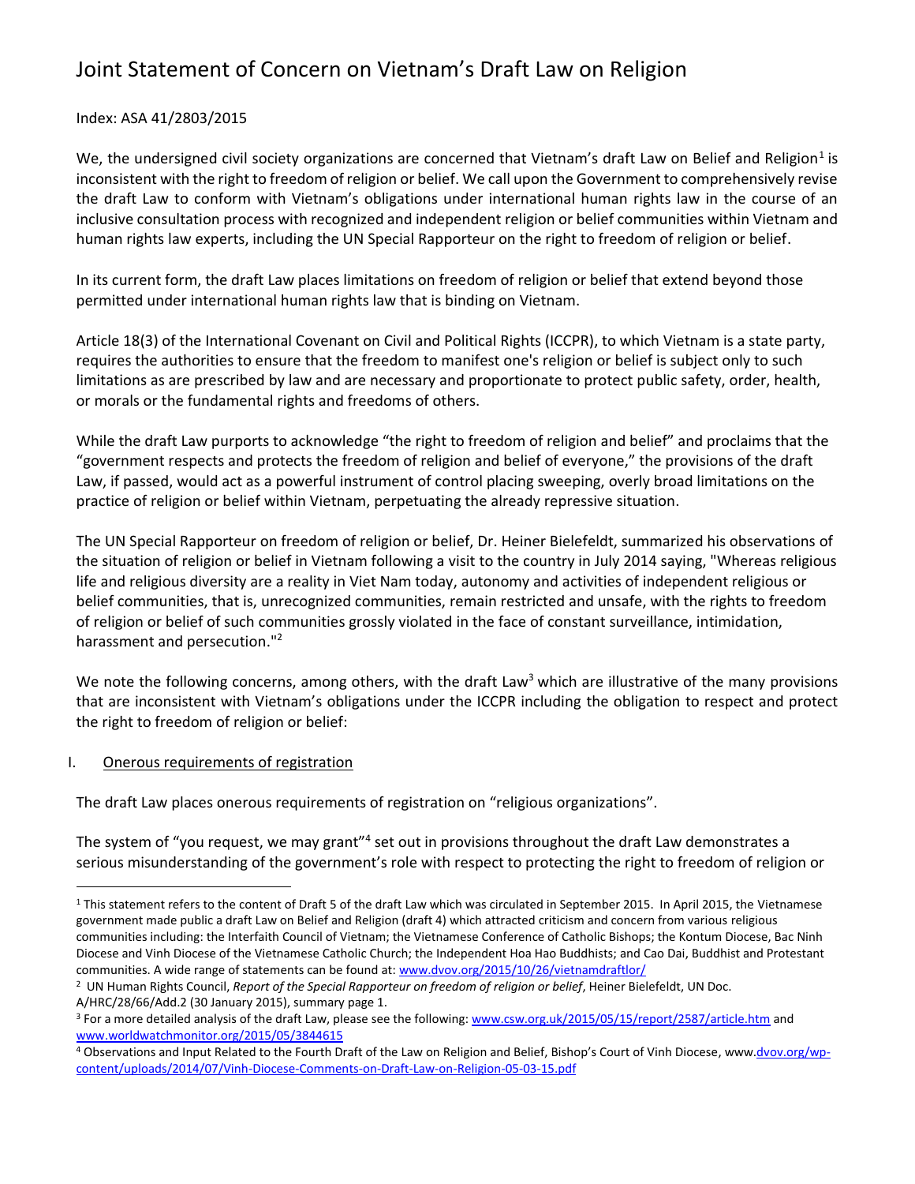# Joint Statement of Concern on Vietnam's Draft Law on Religion

Index: ASA 41/2803/2015

We, the undersigned civil society organizations are concerned that Vietnam's draft Law on Belief and Religion[1] is inconsistent with the right to freedom of religion or belief. We call upon the Government to comprehensively revise the draft Law to conform with Vietnam's obligations under international human rights law in the course of an inclusive consultation process with recognized and independent religion or belief communities within Vietnam and human rights law experts, including the UN Special Rapporteur on the right to freedom of religion or belief.

In its current form, the draft Law places limitations on freedom of religion or belief that extend beyond those permitted under international human rights law that is binding on Vietnam.

Article 18(3) of the International Covenant on Civil and Political Rights (ICCPR), to which Vietnam is a state party, requires the authorities to ensure that the freedom to manifest one's religion or belief is subject only to such limitations as are prescribed by law and are necessary and proportionate to protect public safety, order, health, or morals or the fundamental rights and freedoms of others.

While the draft Law purports to acknowledge "the right to freedom of religion and belief" and proclaims that the "government respects and protects the freedom of religion and belief of everyone," the provisions of the draft Law, if passed, would act as a powerful instrument of control placing sweeping, overly broad limitations on the practice of religion or belief within Vietnam, perpetuating the already repressive situation.

The UN Special Rapporteur on freedom of religion or belief, Dr. Heiner Bielefeldt, summarized his observations of the situation of religion or belief in Vietnam following a visit to the country in July 2014 saying, "Whereas religious life and religious diversity are a reality in Viet Nam today, autonomy and activities of independent religious or belief communities, that is, unrecognized communities, remain restricted and unsafe, with the rights to freedom of religion or belief of such communities grossly violated in the face of constant surveillance, intimidation, harassment and persecution."[2]

We note the following concerns, among others, with the draft Law[3] which are illustrative of the many provisions that are inconsistent with Vietnam's obligations under the ICCPR including the obligation to respect and protect the right to freedom of religion or belief:

## I. Onerous requirements of registration

The draft Law places onerous requirements of registration on "religious organizations".

The system of "you request, we may grant"[4] set out in provisions throughout the draft Law demonstrates a serious misunderstanding of the government's role with respect to protecting the right to freedom of religion or

---

[1] This statement refers to the content of Draft 5 of the draft Law which was circulated in September 2015. In April 2015, the Vietnamese government made public a draft Law on Belief and Religion (draft 4) which attracted criticism and concern from various religious communities including: the Interfaith Council of Vietnam; the Vietnamese Conference of Catholic Bishops; the Kontum Diocese, Bac Ninh Diocese and Vinh Diocese of the Vietnamese Catholic Church; the Independent Hoa Hao Buddhists; and Cao Dai, Buddhist and Protestant communities. A wide range of statements can be found at: www.dvov.org/2015/10/26/vietnamdraftlor/

[2] UN Human Rights Council, *Report of the Special Rapporteur on freedom of religion or belief*, Heiner Bielefeldt, UN Doc. A/HRC/28/66/Add.2 (30 January 2015), summary page 1.

[3] For a more detailed analysis of the draft Law, please see the following: www.csw.org.uk/2015/05/15/report/2587/article.htm and www.worldwatchmonitor.org/2015/05/3844615

[4] Observations and Input Related to the Fourth Draft of the Law on Religion and Belief, Bishop's Court of Vinh Diocese, www.dvov.org/wp-content/uploads/2014/07/Vinh-Diocese-Comments-on-Draft-Law-on-Religion-05-03-15.pdf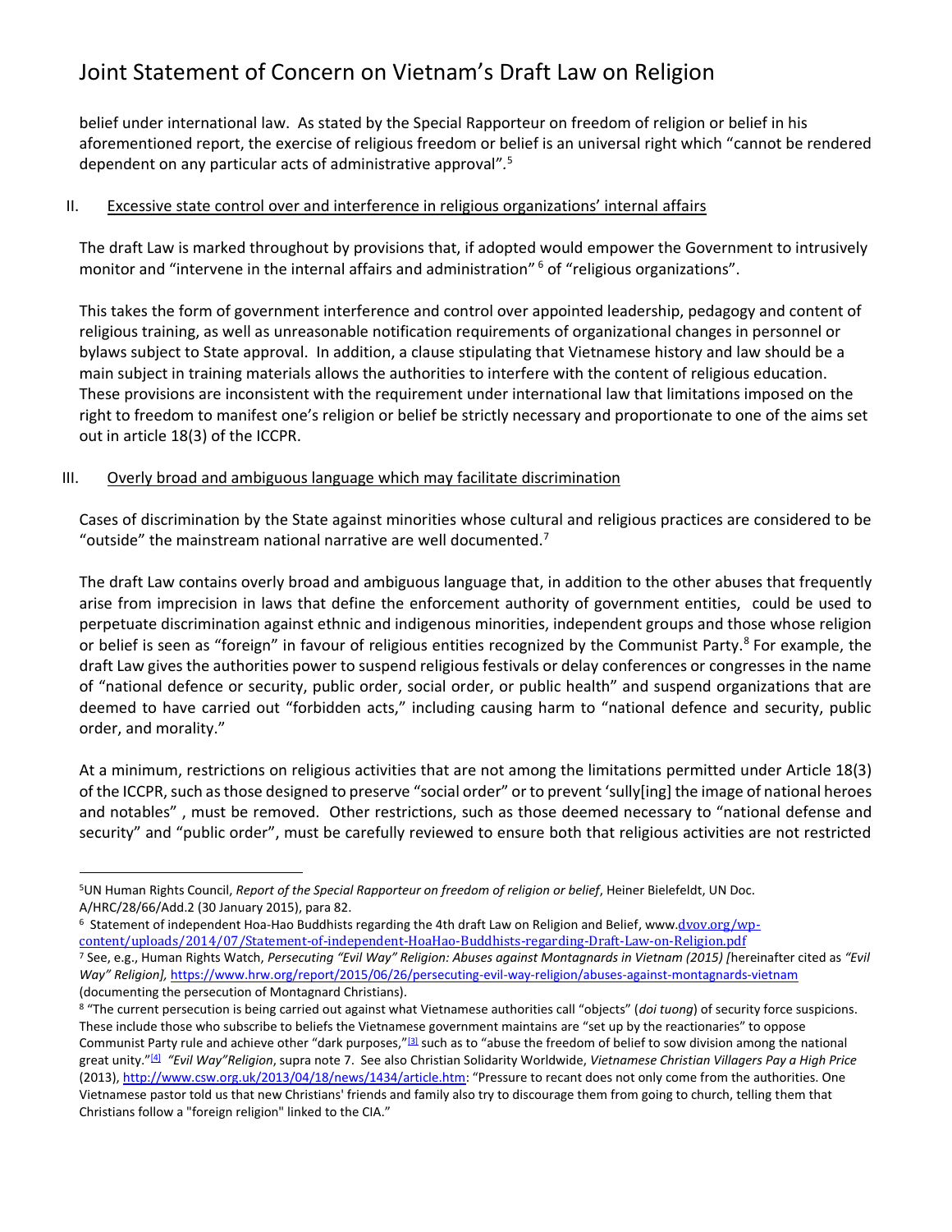belief under international law. As stated by the Special Rapporteur on freedom of religion or belief in his aforementioned report, the exercise of religious freedom or belief is an universal right which "cannot be rendered dependent on any particular acts of administrative approval".[5]

## II. Excessive state control over and interference in religious organizations' internal affairs

The draft Law is marked throughout by provisions that, if adopted would empower the Government to intrusively monitor and "intervene in the internal affairs and administration" [6] of "religious organizations".

This takes the form of government interference and control over appointed leadership, pedagogy and content of religious training, as well as unreasonable notification requirements of organizational changes in personnel or bylaws subject to State approval. In addition, a clause stipulating that Vietnamese history and law should be a main subject in training materials allows the authorities to interfere with the content of religious education. These provisions are inconsistent with the requirement under international law that limitations imposed on the right to freedom to manifest one's religion or belief be strictly necessary and proportionate to one of the aims set out in article 18(3) of the ICCPR.

## III. Overly broad and ambiguous language which may facilitate discrimination

Cases of discrimination by the State against minorities whose cultural and religious practices are considered to be "outside" the mainstream national narrative are well documented.[7]

The draft Law contains overly broad and ambiguous language that, in addition to the other abuses that frequently arise from imprecision in laws that define the enforcement authority of government entities, could be used to perpetuate discrimination against ethnic and indigenous minorities, independent groups and those whose religion or belief is seen as "foreign" in favour of religious entities recognized by the Communist Party.[8] For example, the draft Law gives the authorities power to suspend religious festivals or delay conferences or congresses in the name of "national defence or security, public order, social order, or public health" and suspend organizations that are deemed to have carried out "forbidden acts," including causing harm to "national defence and security, public order, and morality."

At a minimum, restrictions on religious activities that are not among the limitations permitted under Article 18(3) of the ICCPR, such as those designed to preserve "social order" or to prevent 'sully[ing] the image of national heroes and notables" , must be removed. Other restrictions, such as those deemed necessary to "national defense and security" and "public order", must be carefully reviewed to ensure both that religious activities are not restricted

---

[5] UN Human Rights Council, *Report of the Special Rapporteur on freedom of religion or belief*, Heiner Bielefeldt, UN Doc. A/HRC/28/66/Add.2 (30 January 2015), para 82.

[6] Statement of independent Hoa-Hao Buddhists regarding the 4th draft Law on Religion and Belief, www.dvov.org/wp-content/uploads/2014/07/Statement-of-independent-HoaHao-Buddhists-regarding-Draft-Law-on-Religion.pdf

[7] See, e.g., Human Rights Watch, *Persecuting "Evil Way" Religion: Abuses against Montagnards in Vietnam (2015) [*hereinafter cited as *"Evil Way" Religion],* https://www.hrw.org/report/2015/06/26/persecuting-evil-way-religion/abuses-against-montagnards-vietnam (documenting the persecution of Montagnard Christians).

[8] "The current persecution is being carried out against what Vietnamese authorities call "objects" (*doi tuong*) of security force suspicions. These include those who subscribe to beliefs the Vietnamese government maintains are "set up by the reactionaries" to oppose Communist Party rule and achieve other "dark purposes,"[3] such as to "abuse the freedom of belief to sow division among the national great unity."[4] *"Evil Way"Religion*, supra note 7. See also Christian Solidarity Worldwide, *Vietnamese Christian Villagers Pay a High Price* (2013), http://www.csw.org.uk/2013/04/18/news/1434/article.htm: "Pressure to recant does not only come from the authorities. One Vietnamese pastor told us that new Christians' friends and family also try to discourage them from going to church, telling them that Christians follow a "foreign religion" linked to the CIA."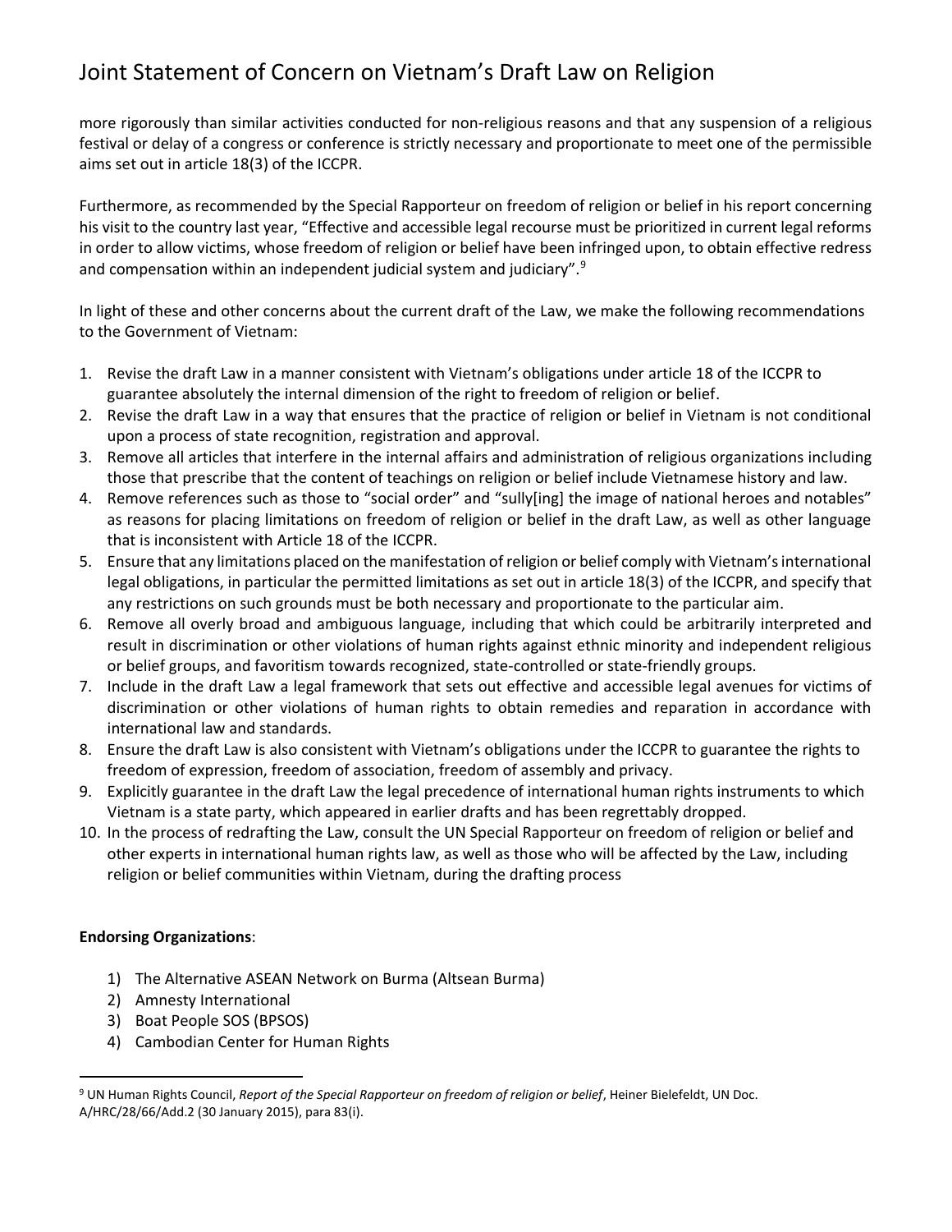more rigorously than similar activities conducted for non-religious reasons and that any suspension of a religious festival or delay of a congress or conference is strictly necessary and proportionate to meet one of the permissible aims set out in article 18(3) of the ICCPR.

Furthermore, as recommended by the Special Rapporteur on freedom of religion or belief in his report concerning his visit to the country last year, "Effective and accessible legal recourse must be prioritized in current legal reforms in order to allow victims, whose freedom of religion or belief have been infringed upon, to obtain effective redress and compensation within an independent judicial system and judiciary".[9]

In light of these and other concerns about the current draft of the Law, we make the following recommendations to the Government of Vietnam:

1. Revise the draft Law in a manner consistent with Vietnam's obligations under article 18 of the ICCPR to guarantee absolutely the internal dimension of the right to freedom of religion or belief.
2. Revise the draft Law in a way that ensures that the practice of religion or belief in Vietnam is not conditional upon a process of state recognition, registration and approval.
3. Remove all articles that interfere in the internal affairs and administration of religious organizations including those that prescribe that the content of teachings on religion or belief include Vietnamese history and law.
4. Remove references such as those to "social order" and "sully[ing] the image of national heroes and notables" as reasons for placing limitations on freedom of religion or belief in the draft Law, as well as other language that is inconsistent with Article 18 of the ICCPR.
5. Ensure that any limitations placed on the manifestation of religion or belief comply with Vietnam's international legal obligations, in particular the permitted limitations as set out in article 18(3) of the ICCPR, and specify that any restrictions on such grounds must be both necessary and proportionate to the particular aim.
6. Remove all overly broad and ambiguous language, including that which could be arbitrarily interpreted and result in discrimination or other violations of human rights against ethnic minority and independent religious or belief groups, and favoritism towards recognized, state-controlled or state-friendly groups.
7. Include in the draft Law a legal framework that sets out effective and accessible legal avenues for victims of discrimination or other violations of human rights to obtain remedies and reparation in accordance with international law and standards.
8. Ensure the draft Law is also consistent with Vietnam's obligations under the ICCPR to guarantee the rights to freedom of expression, freedom of association, freedom of assembly and privacy.
9. Explicitly guarantee in the draft Law the legal precedence of international human rights instruments to which Vietnam is a state party, which appeared in earlier drafts and has been regrettably dropped.
10. In the process of redrafting the Law, consult the UN Special Rapporteur on freedom of religion or belief and other experts in international human rights law, as well as those who will be affected by the Law, including religion or belief communities within Vietnam, during the drafting process

**Endorsing Organizations**:

1) The Alternative ASEAN Network on Burma (Altsean Burma)
2) Amnesty International
3) Boat People SOS (BPSOS)
4) Cambodian Center for Human Rights

---

[9] UN Human Rights Council, *Report of the Special Rapporteur on freedom of religion or belief*, Heiner Bielefeldt, UN Doc. A/HRC/28/66/Add.2 (30 January 2015), para 83(i).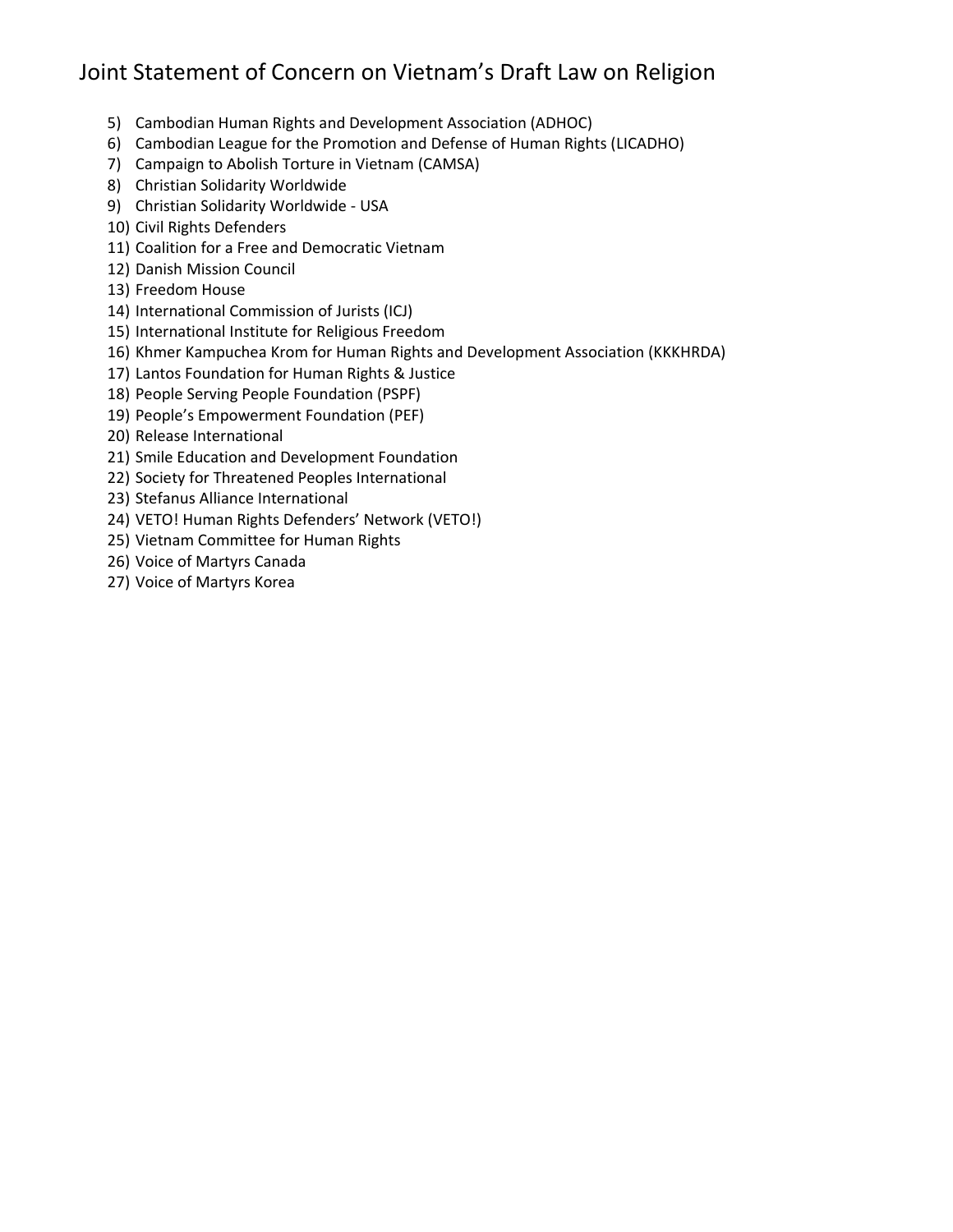5) Cambodian Human Rights and Development Association (ADHOC)
6) Cambodian League for the Promotion and Defense of Human Rights (LICADHO)
7) Campaign to Abolish Torture in Vietnam (CAMSA)
8) Christian Solidarity Worldwide
9) Christian Solidarity Worldwide - USA
10) Civil Rights Defenders
11) Coalition for a Free and Democratic Vietnam
12) Danish Mission Council
13) Freedom House
14) International Commission of Jurists (ICJ)
15) International Institute for Religious Freedom
16) Khmer Kampuchea Krom for Human Rights and Development Association (KKKHRDA)
17) Lantos Foundation for Human Rights & Justice
18) People Serving People Foundation (PSPF)
19) People's Empowerment Foundation (PEF)
20) Release International
21) Smile Education and Development Foundation
22) Society for Threatened Peoples International
23) Stefanus Alliance International
24) VETO! Human Rights Defenders' Network (VETO!)
25) Vietnam Committee for Human Rights
26) Voice of Martyrs Canada
27) Voice of Martyrs Korea